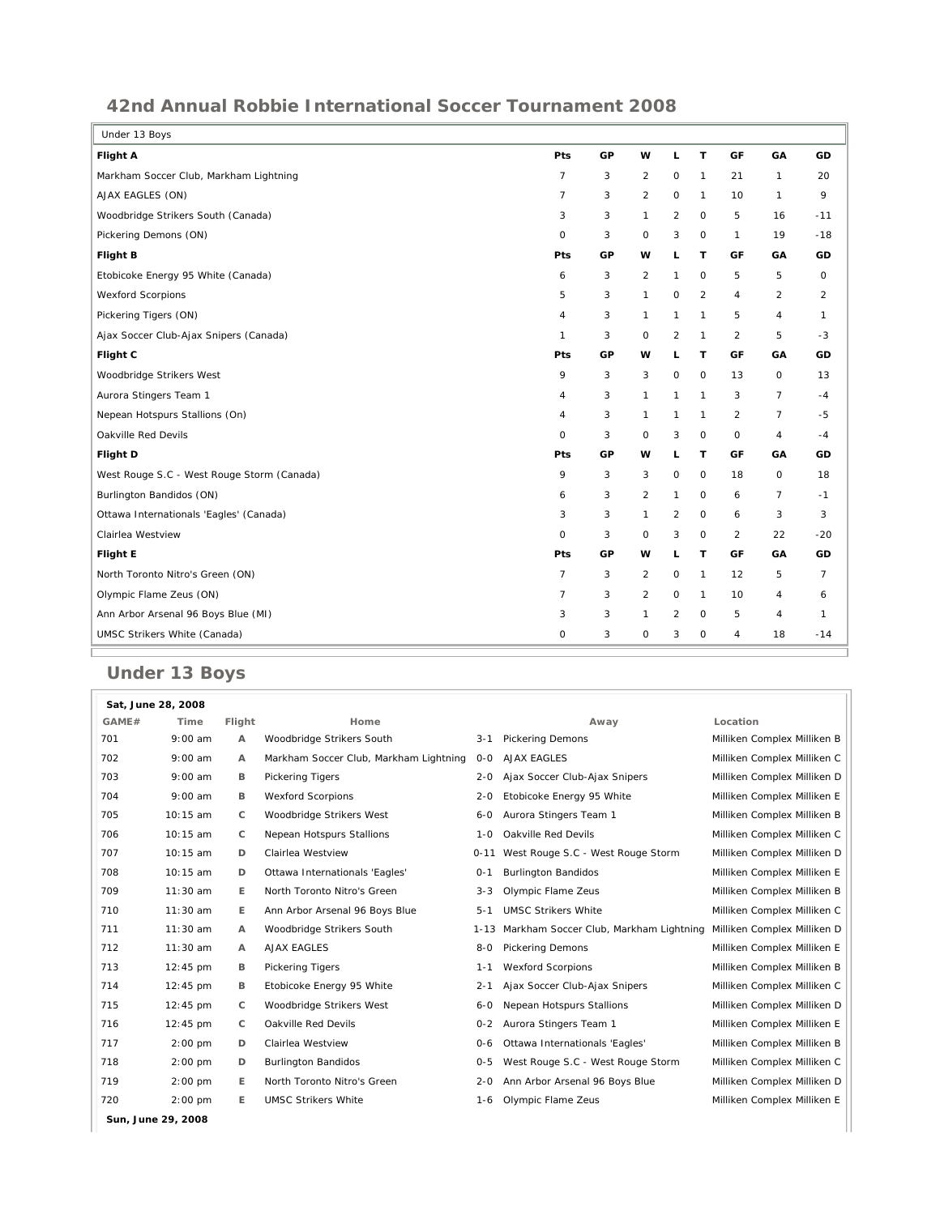## 42nd Annual Robbie International Soccer Tournament 2008

| Under 13 Boys | | | | | | | | |
|---|---|---|---|---|---|---|---|---|
| **Flight A** | **Pts** | **GP** | **W** | **L** | **T** | **GF** | **GA** | **GD** |
| Markham Soccer Club, Markham Lightning | 7 | 3 | 2 | 0 | 1 | 21 | 1 | 20 |
| AJAX EAGLES (ON) | 7 | 3 | 2 | 0 | 1 | 10 | 1 | 9 |
| Woodbridge Strikers South (Canada) | 3 | 3 | 1 | 2 | 0 | 5 | 16 | -11 |
| Pickering Demons (ON) | 0 | 3 | 0 | 3 | 0 | 1 | 19 | -18 |
| **Flight B** | **Pts** | **GP** | **W** | **L** | **T** | **GF** | **GA** | **GD** |
| Etobicoke Energy 95 White (Canada) | 6 | 3 | 2 | 1 | 0 | 5 | 5 | 0 |
| Wexford Scorpions | 5 | 3 | 1 | 0 | 2 | 4 | 2 | 2 |
| Pickering Tigers (ON) | 4 | 3 | 1 | 1 | 1 | 5 | 4 | 1 |
| Ajax Soccer Club-Ajax Snipers (Canada) | 1 | 3 | 0 | 2 | 1 | 2 | 5 | -3 |
| **Flight C** | **Pts** | **GP** | **W** | **L** | **T** | **GF** | **GA** | **GD** |
| Woodbridge Strikers West | 9 | 3 | 3 | 0 | 0 | 13 | 0 | 13 |
| Aurora Stingers Team 1 | 4 | 3 | 1 | 1 | 1 | 3 | 7 | -4 |
| Nepean Hotspurs Stallions (On) | 4 | 3 | 1 | 1 | 1 | 2 | 7 | -5 |
| Oakville Red Devils | 0 | 3 | 0 | 3 | 0 | 0 | 4 | -4 |
| **Flight D** | **Pts** | **GP** | **W** | **L** | **T** | **GF** | **GA** | **GD** |
| West Rouge S.C - West Rouge Storm (Canada) | 9 | 3 | 3 | 0 | 0 | 18 | 0 | 18 |
| Burlington Bandidos (ON) | 6 | 3 | 2 | 1 | 0 | 6 | 7 | -1 |
| Ottawa Internationals 'Eagles' (Canada) | 3 | 3 | 1 | 2 | 0 | 6 | 3 | 3 |
| Clairlea Westview | 0 | 3 | 0 | 3 | 0 | 2 | 22 | -20 |
| **Flight E** | **Pts** | **GP** | **W** | **L** | **T** | **GF** | **GA** | **GD** |
| North Toronto Nitro's Green (ON) | 7 | 3 | 2 | 0 | 1 | 12 | 5 | 7 |
| Olympic Flame Zeus (ON) | 7 | 3 | 2 | 0 | 1 | 10 | 4 | 6 |
| Ann Arbor Arsenal 96 Boys Blue (MI) | 3 | 3 | 1 | 2 | 0 | 5 | 4 | 1 |
| UMSC Strikers White (Canada) | 0 | 3 | 0 | 3 | 0 | 4 | 18 | -14 |

## Under 13 Boys

**Sat, June 28, 2008**

| GAME# | Time | Flight | Home | | Away | Location |
|---|---|---|---|---|---|---|
| 701 | 9:00 am | A | Woodbridge Strikers South | 3-1 | Pickering Demons | Milliken Complex Milliken B |
| 702 | 9:00 am | A | Markham Soccer Club, Markham Lightning | 0-0 | AJAX EAGLES | Milliken Complex Milliken C |
| 703 | 9:00 am | B | Pickering Tigers | 2-0 | Ajax Soccer Club-Ajax Snipers | Milliken Complex Milliken D |
| 704 | 9:00 am | B | Wexford Scorpions | 2-0 | Etobicoke Energy 95 White | Milliken Complex Milliken E |
| 705 | 10:15 am | C | Woodbridge Strikers West | 6-0 | Aurora Stingers Team 1 | Milliken Complex Milliken B |
| 706 | 10:15 am | C | Nepean Hotspurs Stallions | 1-0 | Oakville Red Devils | Milliken Complex Milliken C |
| 707 | 10:15 am | D | Clairlea Westview | 0-11 | West Rouge S.C - West Rouge Storm | Milliken Complex Milliken D |
| 708 | 10:15 am | D | Ottawa Internationals 'Eagles' | 0-1 | Burlington Bandidos | Milliken Complex Milliken E |
| 709 | 11:30 am | E | North Toronto Nitro's Green | 3-3 | Olympic Flame Zeus | Milliken Complex Milliken B |
| 710 | 11:30 am | E | Ann Arbor Arsenal 96 Boys Blue | 5-1 | UMSC Strikers White | Milliken Complex Milliken C |
| 711 | 11:30 am | A | Woodbridge Strikers South | 1-13 | Markham Soccer Club, Markham Lightning | Milliken Complex Milliken D |
| 712 | 11:30 am | A | AJAX EAGLES | 8-0 | Pickering Demons | Milliken Complex Milliken E |
| 713 | 12:45 pm | B | Pickering Tigers | 1-1 | Wexford Scorpions | Milliken Complex Milliken B |
| 714 | 12:45 pm | B | Etobicoke Energy 95 White | 2-1 | Ajax Soccer Club-Ajax Snipers | Milliken Complex Milliken C |
| 715 | 12:45 pm | C | Woodbridge Strikers West | 6-0 | Nepean Hotspurs Stallions | Milliken Complex Milliken D |
| 716 | 12:45 pm | C | Oakville Red Devils | 0-2 | Aurora Stingers Team 1 | Milliken Complex Milliken E |
| 717 | 2:00 pm | D | Clairlea Westview | 0-6 | Ottawa Internationals 'Eagles' | Milliken Complex Milliken B |
| 718 | 2:00 pm | D | Burlington Bandidos | 0-5 | West Rouge S.C - West Rouge Storm | Milliken Complex Milliken C |
| 719 | 2:00 pm | E | North Toronto Nitro's Green | 2-0 | Ann Arbor Arsenal 96 Boys Blue | Milliken Complex Milliken D |
| 720 | 2:00 pm | E | UMSC Strikers White | 1-6 | Olympic Flame Zeus | Milliken Complex Milliken E |

**Sun, June 29, 2008**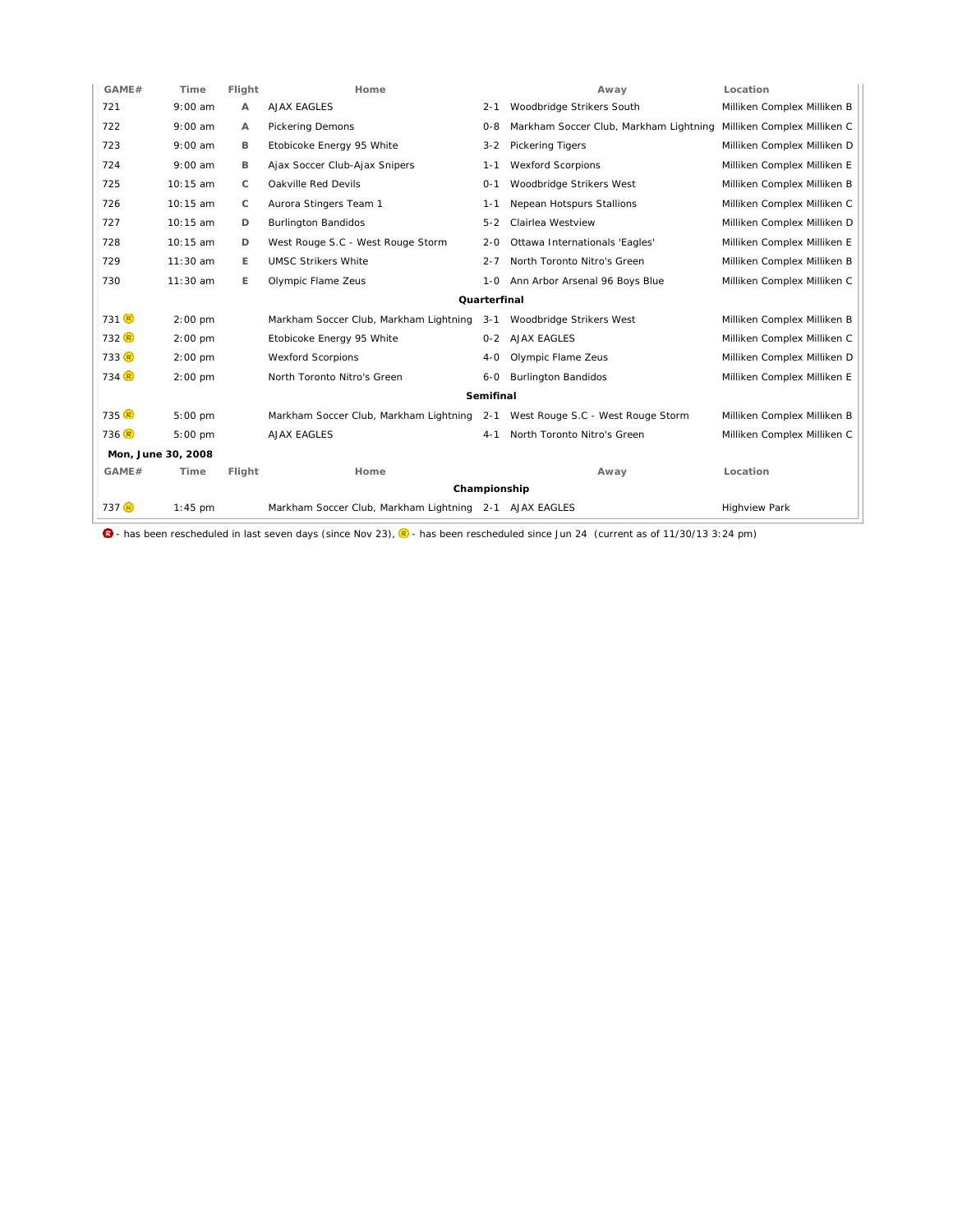| GAME# | Time | Flight | Home | | Away | Location |
|---|---|---|---|---|---|---|
| 721 | 9:00 am | A | AJAX EAGLES | 2-1 | Woodbridge Strikers South | Milliken Complex Milliken B |
| 722 | 9:00 am | A | Pickering Demons | 0-8 | Markham Soccer Club, Markham Lightning | Milliken Complex Milliken C |
| 723 | 9:00 am | B | Etobicoke Energy 95 White | 3-2 | Pickering Tigers | Milliken Complex Milliken D |
| 724 | 9:00 am | B | Ajax Soccer Club-Ajax Snipers | 1-1 | Wexford Scorpions | Milliken Complex Milliken E |
| 725 | 10:15 am | C | Oakville Red Devils | 0-1 | Woodbridge Strikers West | Milliken Complex Milliken B |
| 726 | 10:15 am | C | Aurora Stingers Team 1 | 1-1 | Nepean Hotspurs Stallions | Milliken Complex Milliken C |
| 727 | 10:15 am | D | Burlington Bandidos | 5-2 | Clairlea Westview | Milliken Complex Milliken D |
| 728 | 10:15 am | D | West Rouge S.C - West Rouge Storm | 2-0 | Ottawa Internationals 'Eagles' | Milliken Complex Milliken E |
| 729 | 11:30 am | E | UMSC Strikers White | 2-7 | North Toronto Nitro's Green | Milliken Complex Milliken B |
| 730 | 11:30 am | E | Olympic Flame Zeus | 1-0 | Ann Arbor Arsenal 96 Boys Blue | Milliken Complex Milliken C |
| | | | **Quarterfinal** | | | |
| 731 (R) | 2:00 pm | | Markham Soccer Club, Markham Lightning | 3-1 | Woodbridge Strikers West | Milliken Complex Milliken B |
| 732 (R) | 2:00 pm | | Etobicoke Energy 95 White | 0-2 | AJAX EAGLES | Milliken Complex Milliken C |
| 733 (R) | 2:00 pm | | Wexford Scorpions | 4-0 | Olympic Flame Zeus | Milliken Complex Milliken D |
| 734 (R) | 2:00 pm | | North Toronto Nitro's Green | 6-0 | Burlington Bandidos | Milliken Complex Milliken E |
| | | | **Semifinal** | | | |
| 735 (R) | 5:00 pm | | Markham Soccer Club, Markham Lightning | 2-1 | West Rouge S.C - West Rouge Storm | Milliken Complex Milliken B |
| 736 (R) | 5:00 pm | | AJAX EAGLES | 4-1 | North Toronto Nitro's Green | Milliken Complex Milliken C |

**Mon, June 30, 2008**

| GAME# | Time | Flight | Home | | Away | Location |
|---|---|---|---|---|---|---|
| | | | **Championship** | | | |
| 737 (R) | 1:45 pm | | Markham Soccer Club, Markham Lightning | 2-1 | AJAX EAGLES | Highview Park |

(R) - has been rescheduled in last seven days (since Nov 23), (R) - has been rescheduled since Jun 24 (current as of 11/30/13 3:24 pm)